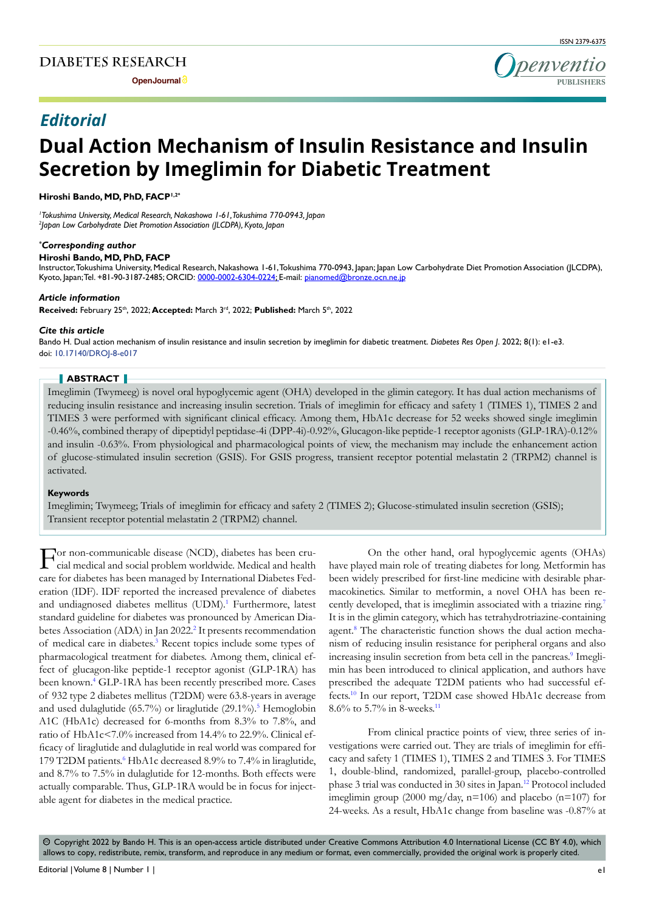Editorial

# Dual Action Mechanism of Insulin Resistance and Insulin Secretion by Imeglimin for Diabetic Treatment

**Hiroshi Bando, MD, PhD, FACP**[1,2*]

[1]*Tokushima University, Medical Research, Nakashowa 1-61, Tokushima 770-0943, Japan*
[2]*Japan Low Carbohydrate Diet Promotion Association (JLCDPA), Kyoto, Japan*

***Corresponding author***
**Hiroshi Bando, MD, PhD, FACP**
Instructor, Tokushima University, Medical Research, Nakashowa 1-61, Tokushima 770-0943, Japan; Japan Low Carbohydrate Diet Promotion Association (JLCDPA), Kyoto, Japan; Tel. +81-90-3187-2485; ORCID: 0000-0002-6304-0224; E-mail: pianomed@bronze.ocn.ne.jp

***Article information***
**Received:** February 25th, 2022; **Accepted:** March 3rd, 2022; **Published:** March 5th, 2022

***Cite this article***
Bando H. Dual action mechanism of insulin resistance and insulin secretion by imeglimin for diabetic treatment. *Diabetes Res Open J*. 2022; 8(1): e1-e3. doi: 10.17140/DROJ-8-e017

## ABSTRACT

Imeglimin (Twymeeg) is novel oral hypoglycemic agent (OHA) developed in the glimin category. It has dual action mechanisms of reducing insulin resistance and increasing insulin secretion. Trials of imeglimin for efficacy and safety 1 (TIMES 1), TIMES 2 and TIMES 3 were performed with significant clinical efficacy. Among them, HbA1c decrease for 52 weeks showed single imeglimin -0.46%, combined therapy of dipeptidyl peptidase-4i (DPP-4i)-0.92%, Glucagon-like peptide-1 receptor agonists (GLP-1RA)-0.12% and insulin -0.63%. From physiological and pharmacological points of view, the mechanism may include the enhancement action of glucose-stimulated insulin secretion (GSIS). For GSIS progress, transient receptor potential melastatin 2 (TRPM2) channel is activated.

**Keywords**
Imeglimin; Twymeeg; Trials of imeglimin for efficacy and safety 2 (TIMES 2); Glucose-stimulated insulin secretion (GSIS); Transient receptor potential melastatin 2 (TRPM2) channel.

For non-communicable disease (NCD), diabetes has been crucial medical and social problem worldwide. Medical and health care for diabetes has been managed by International Diabetes Federation (IDF). IDF reported the increased prevalence of diabetes and undiagnosed diabetes mellitus (UDM).[1] Furthermore, latest standard guideline for diabetes was pronounced by American Diabetes Association (ADA) in Jan 2022.[2] It presents recommendation of medical care in diabetes.[3] Recent topics include some types of pharmacological treatment for diabetes. Among them, clinical effect of glucagon-like peptide-1 receptor agonist (GLP-1RA) has been known.[4] GLP-1RA has been recently prescribed more. Cases of 932 type 2 diabetes mellitus (T2DM) were 63.8-years in average and used dulaglutide (65.7%) or liraglutide (29.1%).[5] Hemoglobin A1C (HbA1c) decreased for 6-months from 8.3% to 7.8%, and ratio of HbA1c<7.0% increased from 14.4% to 22.9%. Clinical efficacy of liraglutide and dulaglutide in real world was compared for 179 T2DM patients.[6] HbA1c decreased 8.9% to 7.4% in liraglutide, and 8.7% to 7.5% in dulaglutide for 12-months. Both effects were actually comparable. Thus, GLP-1RA would be in focus for injectable agent for diabetes in the medical practice.

On the other hand, oral hypoglycemic agents (OHAs) have played main role of treating diabetes for long. Metformin has been widely prescribed for first-line medicine with desirable pharmacokinetics. Similar to metformin, a novel OHA has been recently developed, that is imeglimin associated with a triazine ring.[7] It is in the glimin category, which has tetrahydrotriazine-containing agent.[8] The characteristic function shows the dual action mechanism of reducing insulin resistance for peripheral organs and also increasing insulin secretion from beta cell in the pancreas.[9] Imeglimin has been introduced to clinical application, and authors have prescribed the adequate T2DM patients who had successful effects.[10] In our report, T2DM case showed HbA1c decrease from 8.6% to 5.7% in 8-weeks.[11]

From clinical practice points of view, three series of investigations were carried out. They are trials of imeglimin for efficacy and safety 1 (TIMES 1), TIMES 2 and TIMES 3. For TIMES 1, double-blind, randomized, parallel-group, placebo-controlled phase 3 trial was conducted in 30 sites in Japan.[12] Protocol included imeglimin group (2000 mg/day, n=106) and placebo (n=107) for 24-weeks. As a result, HbA1c change from baseline was -0.87% at

© Copyright 2022 by Bando H. This is an open-access article distributed under Creative Commons Attribution 4.0 International License (CC BY 4.0), which allows to copy, redistribute, remix, transform, and reproduce in any medium or format, even commercially, provided the original work is properly cited.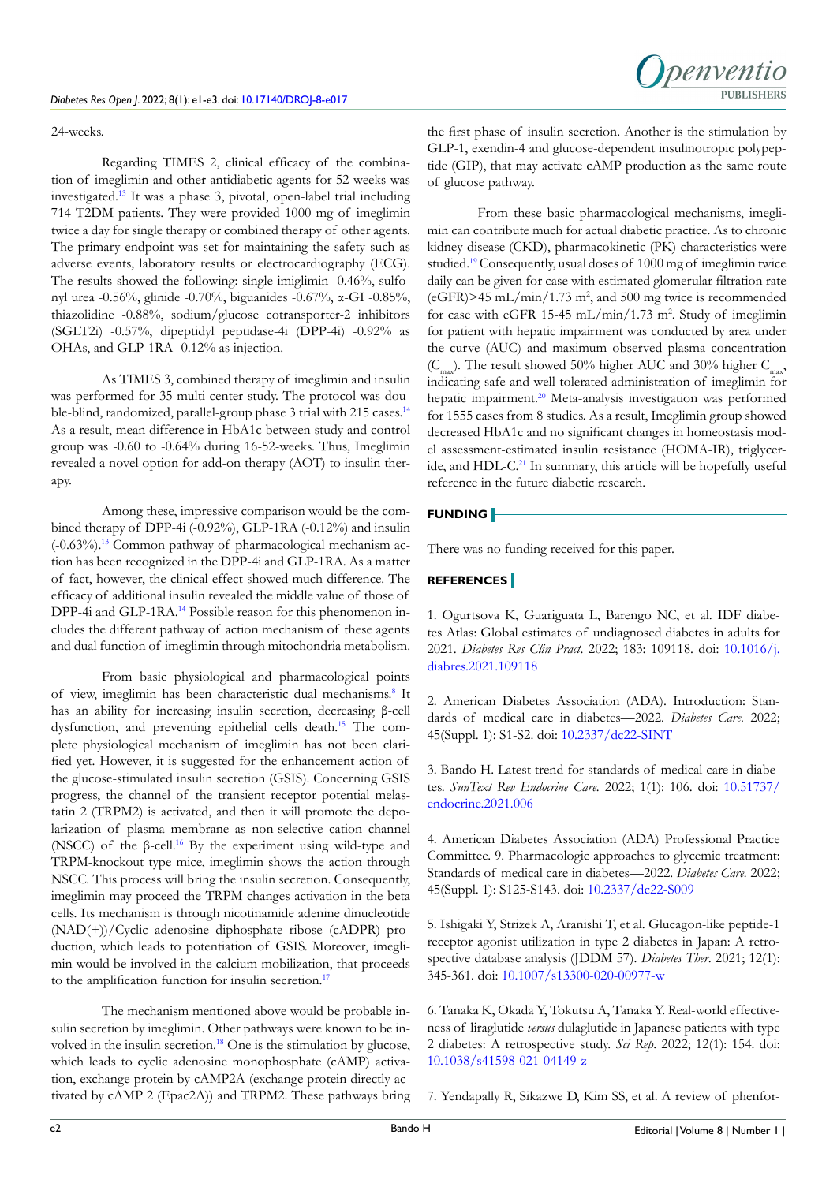24-weeks.

Regarding TIMES 2, clinical efficacy of the combination of imeglimin and other antidiabetic agents for 52-weeks was investigated.[13] It was a phase 3, pivotal, open-label trial including 714 T2DM patients. They were provided 1000 mg of imeglimin twice a day for single therapy or combined therapy of other agents. The primary endpoint was set for maintaining the safety such as adverse events, laboratory results or electrocardiography (ECG). The results showed the following: single imiglimin -0.46%, sulfonyl urea -0.56%, glinide -0.70%, biguanides -0.67%, α-GI -0.85%, thiazolidine -0.88%, sodium/glucose cotransporter-2 inhibitors (SGLT2i) -0.57%, dipeptidyl peptidase-4i (DPP-4i) -0.92% as OHAs, and GLP-1RA -0.12% as injection.

As TIMES 3, combined therapy of imeglimin and insulin was performed for 35 multi-center study. The protocol was double-blind, randomized, parallel-group phase 3 trial with 215 cases.[14] As a result, mean difference in HbA1c between study and control group was -0.60 to -0.64% during 16-52-weeks. Thus, Imeglimin revealed a novel option for add-on therapy (AOT) to insulin therapy.

Among these, impressive comparison would be the combined therapy of DPP-4i (-0.92%), GLP-1RA (-0.12%) and insulin (-0.63%).[13] Common pathway of pharmacological mechanism action has been recognized in the DPP-4i and GLP-1RA. As a matter of fact, however, the clinical effect showed much difference. The efficacy of additional insulin revealed the middle value of those of DPP-4i and GLP-1RA.[14] Possible reason for this phenomenon includes the different pathway of action mechanism of these agents and dual function of imeglimin through mitochondria metabolism.

From basic physiological and pharmacological points of view, imeglimin has been characteristic dual mechanisms.[8] It has an ability for increasing insulin secretion, decreasing β-cell dysfunction, and preventing epithelial cells death.[15] The complete physiological mechanism of imeglimin has not been clarified yet. However, it is suggested for the enhancement action of the glucose-stimulated insulin secretion (GSIS). Concerning GSIS progress, the channel of the transient receptor potential melastatin 2 (TRPM2) is activated, and then it will promote the depolarization of plasma membrane as non-selective cation channel (NSCC) of the β-cell.[16] By the experiment using wild-type and TRPM-knockout type mice, imeglimin shows the action through NSCC. This process will bring the insulin secretion. Consequently, imeglimin may proceed the TRPM changes activation in the beta cells. Its mechanism is through nicotinamide adenine dinucleotide (NAD(+))/Cyclic adenosine diphosphate ribose (cADPR) production, which leads to potentiation of GSIS. Moreover, imeglimin would be involved in the calcium mobilization, that proceeds to the amplification function for insulin secretion.[17]

The mechanism mentioned above would be probable insulin secretion by imeglimin. Other pathways were known to be involved in the insulin secretion.[18] One is the stimulation by glucose, which leads to cyclic adenosine monophosphate (cAMP) activation, exchange protein by cAMP2A (exchange protein directly activated by cAMP 2 (Epac2A)) and TRPM2. These pathways bring the first phase of insulin secretion. Another is the stimulation by GLP-1, exendin-4 and glucose-dependent insulinotropic polypeptide (GIP), that may activate cAMP production as the same route of glucose pathway.

From these basic pharmacological mechanisms, imeglimin can contribute much for actual diabetic practice. As to chronic kidney disease (CKD), pharmacokinetic (PK) characteristics were studied.[19] Consequently, usual doses of 1000 mg of imeglimin twice daily can be given for case with estimated glomerular filtration rate (eGFR)>45 mL/min/1.73 $m^2$, and 500 mg twice is recommended for case with eGFR 15-45 mL/min/1.73 $m^2$. Study of imeglimin for patient with hepatic impairment was conducted by area under the curve (AUC) and maximum observed plasma concentration ($C_{max}$). The result showed 50% higher AUC and 30% higher $C_{max}$, indicating safe and well-tolerated administration of imeglimin for hepatic impairment.[20] Meta-analysis investigation was performed for 1555 cases from 8 studies. As a result, Imeglimin group showed decreased HbA1c and no significant changes in homeostasis model assessment-estimated insulin resistance (HOMA-IR), triglyceride, and HDL-C.[21] In summary, this article will be hopefully useful reference in the future diabetic research.

## FUNDING

There was no funding received for this paper.

## REFERENCES

1. Ogurtsova K, Guariguata L, Barengo NC, et al. IDF diabetes Atlas: Global estimates of undiagnosed diabetes in adults for 2021. *Diabetes Res Clin Pract*. 2022; 183: 109118. doi: 10.1016/j.diabres.2021.109118

2. American Diabetes Association (ADA). Introduction: Standards of medical care in diabetes—2022. *Diabetes Care*. 2022; 45(Suppl. 1): S1-S2. doi: 10.2337/dc22-SINT

3. Bando H. Latest trend for standards of medical care in diabetes. *SunText Rev Endocrine Care*. 2022; 1(1): 106. doi: 10.51737/endocrine.2021.006

4. American Diabetes Association (ADA) Professional Practice Committee. 9. Pharmacologic approaches to glycemic treatment: Standards of medical care in diabetes—2022. *Diabetes Care*. 2022; 45(Suppl. 1): S125-S143. doi: 10.2337/dc22-S009

5. Ishigaki Y, Strizek A, Aranishi T, et al. Glucagon-like peptide-1 receptor agonist utilization in type 2 diabetes in Japan: A retrospective database analysis (JDDM 57). *Diabetes Ther*. 2021; 12(1): 345-361. doi: 10.1007/s13300-020-00977-w

6. Tanaka K, Okada Y, Tokutsu A, Tanaka Y. Real-world effectiveness of liraglutide *versus* dulaglutide in Japanese patients with type 2 diabetes: A retrospective study. *Sci Rep*. 2022; 12(1): 154. doi: 10.1038/s41598-021-04149-z

7. Yendapally R, Sikazwe D, Kim SS, et al. A review of phenfor-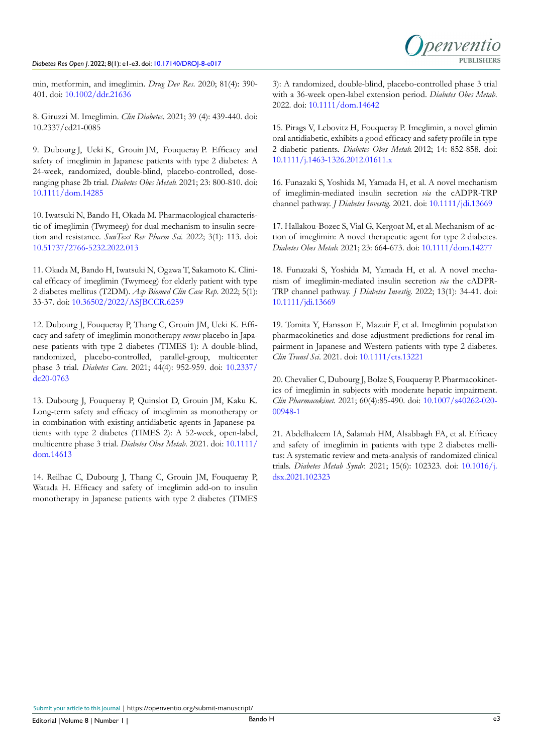min, metformin, and imeglimin. *Drug Dev Res*. 2020; 81(4): 390-401. doi: 10.1002/ddr.21636

8. Giruzzi M. Imeglimin. *Clin Diabetes.* 2021; 39 (4): 439-440. doi: 10.2337/cd21-0085

9. Dubourg J, Ueki K, Grouin JM, Fouqueray P. Efficacy and safety of imeglimin in Japanese patients with type 2 diabetes: A 24-week, randomized, double-blind, placebo-controlled, dose-ranging phase 2b trial. *Diabetes Obes Metab.* 2021; 23: 800-810. doi: 10.1111/dom.14285

10. Iwatsuki N, Bando H, Okada M. Pharmacological characteristic of imeglimin (Twymeeg) for dual mechanism to insulin secretion and resistance. *SunText Rev Pharm Sci*. 2022; 3(1): 113. doi: 10.51737/2766-5232.2022.013

11. Okada M, Bando H, Iwatsuki N, Ogawa T, Sakamoto K. Clinical efficacy of imeglimin (Twymeeg) for elderly patient with type 2 diabetes mellitus (T2DM). *Asp Biomed Clin Case Rep*. 2022; 5(1): 33-37. doi: 10.36502/2022/ASJBCCR.6259

12. Dubourg J, Fouqueray P, Thang C, Grouin JM, Ueki K. Efficacy and safety of imeglimin monotherapy *versus* placebo in Japanese patients with type 2 diabetes (TIMES 1): A double-blind, randomized, placebo-controlled, parallel-group, multicenter phase 3 trial. *Diabetes Care*. 2021; 44(4): 952-959. doi: 10.2337/dc20-0763

13. Dubourg J, Fouqueray P, Quinslot D, Grouin JM, Kaku K. Long-term safety and efficacy of imeglimin as monotherapy or in combination with existing antidiabetic agents in Japanese patients with type 2 diabetes (TIMES 2): A 52-week, open-label, multicentre phase 3 trial. *Diabetes Obes Metab*. 2021. doi: 10.1111/dom.14613

14. Reilhac C, Dubourg J, Thang C, Grouin JM, Fouqueray P, Watada H. Efficacy and safety of imeglimin add-on to insulin monotherapy in Japanese patients with type 2 diabetes (TIMES 3): A randomized, double-blind, placebo-controlled phase 3 trial with a 36-week open-label extension period. *Diabetes Obes Metab*. 2022. doi: 10.1111/dom.14642

15. Pirags V, Lebovitz H, Fouqueray P. Imeglimin, a novel glimin oral antidiabetic, exhibits a good efficacy and safety profile in type 2 diabetic patients. *Diabetes Obes Metab.* 2012; 14: 852-858. doi: 10.1111/j.1463-1326.2012.01611.x

16. Funazaki S, Yoshida M, Yamada H, et al. A novel mechanism of imeglimin-mediated insulin secretion *via* the cADPR-TRP channel pathway. *J Diabetes Investig*. 2021. doi: 10.1111/jdi.13669

17. Hallakou-Bozec S, Vial G, Kergoat M, et al. Mechanism of action of imeglimin: A novel therapeutic agent for type 2 diabetes. *Diabetes Obes Metab.* 2021; 23: 664-673. doi: 10.1111/dom.14277

18. Funazaki S, Yoshida M, Yamada H, et al. A novel mechanism of imeglimin-mediated insulin secretion *via* the cADPR-TRP channel pathway. *J Diabetes Investig.* 2022; 13(1): 34-41. doi: 10.1111/jdi.13669

19. Tomita Y, Hansson E, Mazuir F, et al. Imeglimin population pharmacokinetics and dose adjustment predictions for renal impairment in Japanese and Western patients with type 2 diabetes. *Clin Transl Sci*. 2021. doi: 10.1111/cts.13221

20. Chevalier C, Dubourg J, Bolze S, Fouqueray P. Pharmacokinetics of imeglimin in subjects with moderate hepatic impairment. *Clin Pharmacokinet*. 2021; 60(4):85-490. doi: 10.1007/s40262-020-00948-1

21. Abdelhaleem IA, Salamah HM, Alsabbagh FA, et al. Efficacy and safety of imeglimin in patients with type 2 diabetes mellitus: A systematic review and meta-analysis of randomized clinical trials. *Diabetes Metab Syndr*. 2021; 15(6): 102323. doi: 10.1016/j.dsx.2021.102323